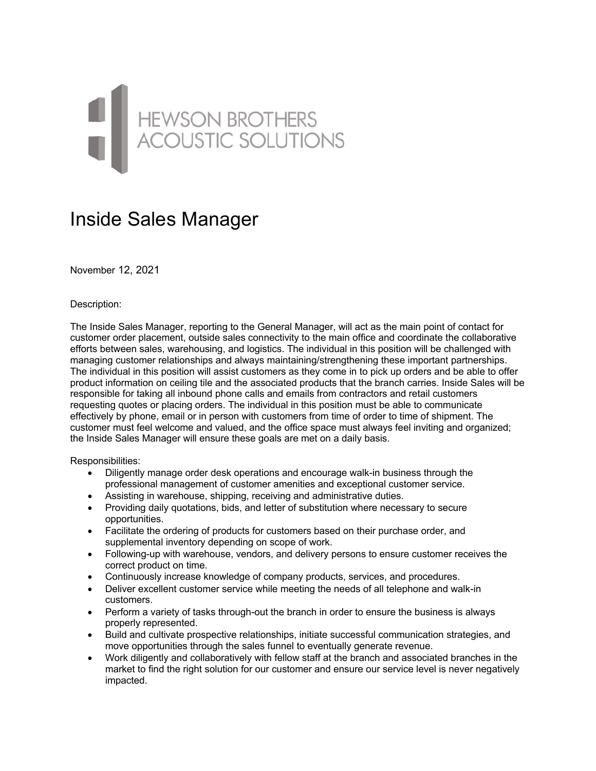HEWSON BROTHERS
ACOUSTIC SOLUTIONS

# Inside Sales Manager

November 12, 2021

Description:

The Inside Sales Manager, reporting to the General Manager, will act as the main point of contact for customer order placement, outside sales connectivity to the main office and coordinate the collaborative efforts between sales, warehousing, and logistics. The individual in this position will be challenged with managing customer relationships and always maintaining/strengthening these important partnerships. The individual in this position will assist customers as they come in to pick up orders and be able to offer product information on ceiling tile and the associated products that the branch carries. Inside Sales will be responsible for taking all inbound phone calls and emails from contractors and retail customers requesting quotes or placing orders. The individual in this position must be able to communicate effectively by phone, email or in person with customers from time of order to time of shipment. The customer must feel welcome and valued, and the office space must always feel inviting and organized; the Inside Sales Manager will ensure these goals are met on a daily basis.

Responsibilities:

- Diligently manage order desk operations and encourage walk-in business through the professional management of customer amenities and exceptional customer service.
- Assisting in warehouse, shipping, receiving and administrative duties.
- Providing daily quotations, bids, and letter of substitution where necessary to secure opportunities.
- Facilitate the ordering of products for customers based on their purchase order, and supplemental inventory depending on scope of work.
- Following-up with warehouse, vendors, and delivery persons to ensure customer receives the correct product on time.
- Continuously increase knowledge of company products, services, and procedures.
- Deliver excellent customer service while meeting the needs of all telephone and walk-in customers.
- Perform a variety of tasks through-out the branch in order to ensure the business is always properly represented.
- Build and cultivate prospective relationships, initiate successful communication strategies, and move opportunities through the sales funnel to eventually generate revenue.
- Work diligently and collaboratively with fellow staff at the branch and associated branches in the market to find the right solution for our customer and ensure our service level is never negatively impacted.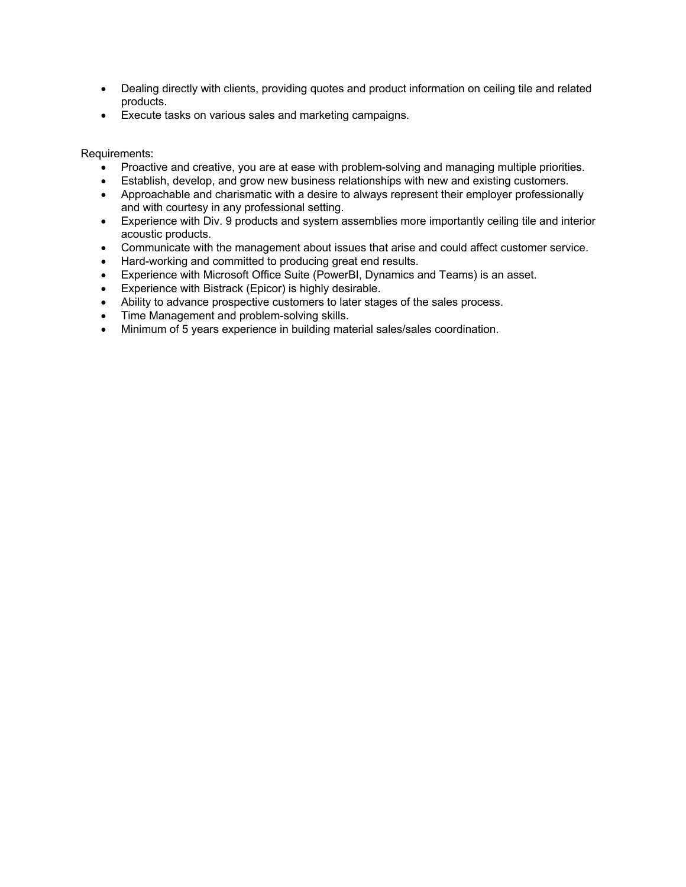- Dealing directly with clients, providing quotes and product information on ceiling tile and related products.
- Execute tasks on various sales and marketing campaigns.

Requirements:

- Proactive and creative, you are at ease with problem-solving and managing multiple priorities.
- Establish, develop, and grow new business relationships with new and existing customers.
- Approachable and charismatic with a desire to always represent their employer professionally and with courtesy in any professional setting.
- Experience with Div. 9 products and system assemblies more importantly ceiling tile and interior acoustic products.
- Communicate with the management about issues that arise and could affect customer service.
- Hard-working and committed to producing great end results.
- Experience with Microsoft Office Suite (PowerBI, Dynamics and Teams) is an asset.
- Experience with Bistrack (Epicor) is highly desirable.
- Ability to advance prospective customers to later stages of the sales process.
- Time Management and problem-solving skills.
- Minimum of 5 years experience in building material sales/sales coordination.